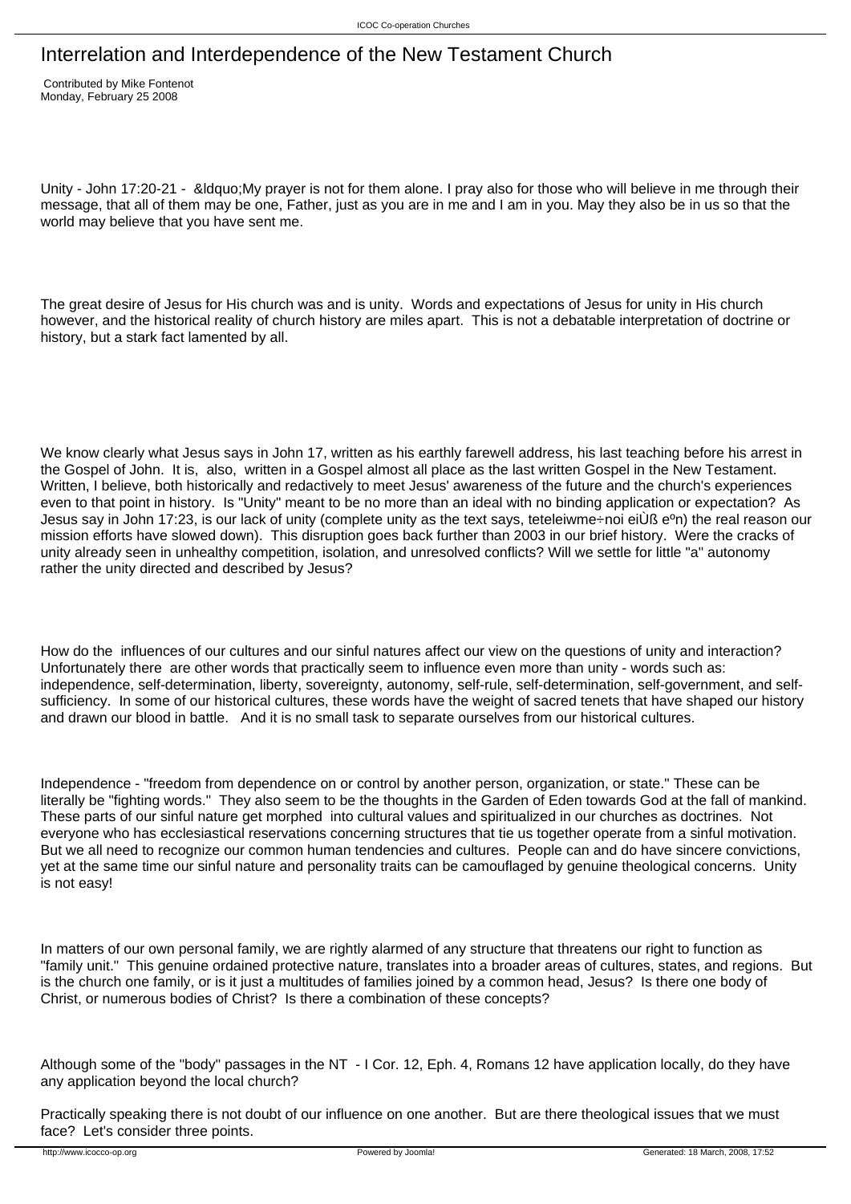# Interrelation and Interdependence of the New Testament Church

Contributed by Mike Fontenot
Monday, February 25 2008

Unity - John 17:20-21 - &ldquo;My prayer is not for them alone. I pray also for those who will believe in me through their message, that all of them may be one, Father, just as you are in me and I am in you. May they also be in us so that the world may believe that you have sent me.

The great desire of Jesus for His church was and is unity. Words and expectations of Jesus for unity in His church however, and the historical reality of church history are miles apart. This is not a debatable interpretation of doctrine or history, but a stark fact lamented by all.

We know clearly what Jesus says in John 17, written as his earthly farewell address, his last teaching before his arrest in the Gospel of John. It is, also, written in a Gospel almost all place as the last written Gospel in the New Testament. Written, I believe, both historically and redactively to meet Jesus' awareness of the future and the church's experiences even to that point in history. Is "Unity" meant to be no more than an ideal with no binding application or expectation? As Jesus say in John 17:23, is our lack of unity (complete unity as the text says, teteleiwme÷noi eiÙß eºn) the real reason our mission efforts have slowed down). This disruption goes back further than 2003 in our brief history. Were the cracks of unity already seen in unhealthy competition, isolation, and unresolved conflicts? Will we settle for little "a" autonomy rather the unity directed and described by Jesus?

How do the influences of our cultures and our sinful natures affect our view on the questions of unity and interaction? Unfortunately there are other words that practically seem to influence even more than unity - words such as: independence, self-determination, liberty, sovereignty, autonomy, self-rule, self-determination, self-government, and self-sufficiency. In some of our historical cultures, these words have the weight of sacred tenets that have shaped our history and drawn our blood in battle. And it is no small task to separate ourselves from our historical cultures.

Independence - "freedom from dependence on or control by another person, organization, or state." These can be literally be "fighting words." They also seem to be the thoughts in the Garden of Eden towards God at the fall of mankind. These parts of our sinful nature get morphed into cultural values and spiritualized in our churches as doctrines. Not everyone who has ecclesiastical reservations concerning structures that tie us together operate from a sinful motivation. But we all need to recognize our common human tendencies and cultures. People can and do have sincere convictions, yet at the same time our sinful nature and personality traits can be camouflaged by genuine theological concerns. Unity is not easy!

In matters of our own personal family, we are rightly alarmed of any structure that threatens our right to function as "family unit." This genuine ordained protective nature, translates into a broader areas of cultures, states, and regions. But is the church one family, or is it just a multitudes of families joined by a common head, Jesus? Is there one body of Christ, or numerous bodies of Christ? Is there a combination of these concepts?

Although some of the "body" passages in the NT - I Cor. 12, Eph. 4, Romans 12 have application locally, do they have any application beyond the local church?

Practically speaking there is not doubt of our influence on one another. But are there theological issues that we must face? Let's consider three points.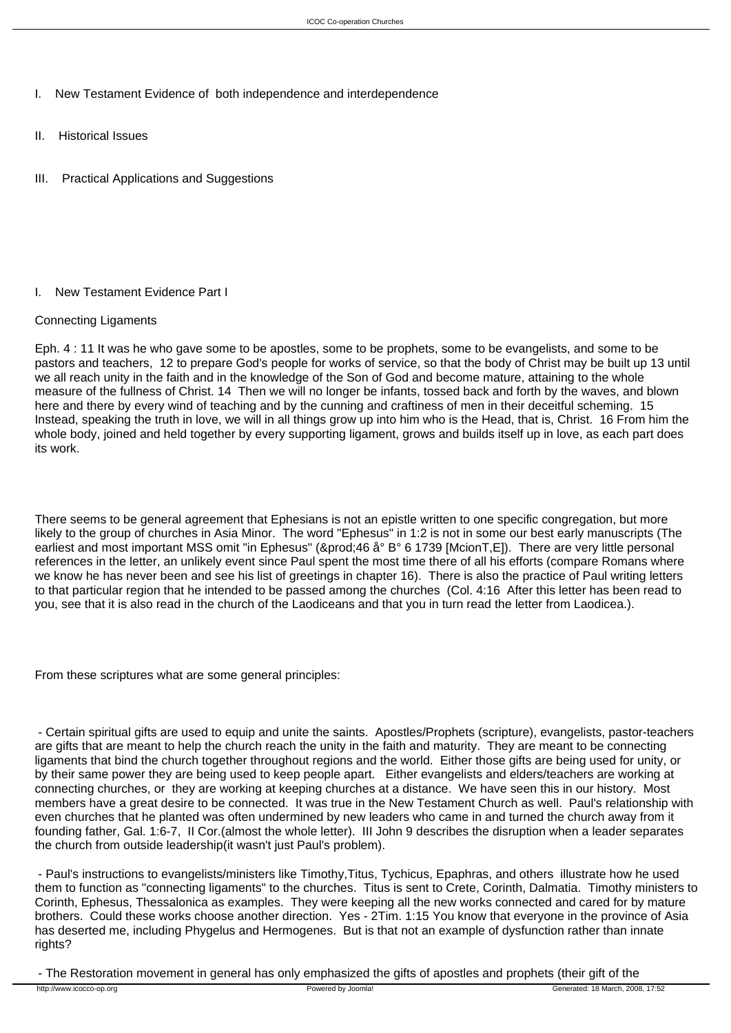I. New Testament Evidence of both independence and interdependence

II. Historical Issues

III. Practical Applications and Suggestions

I. New Testament Evidence Part I

Connecting Ligaments

Eph. 4 : 11 It was he who gave some to be apostles, some to be prophets, some to be evangelists, and some to be pastors and teachers, 12 to prepare God's people for works of service, so that the body of Christ may be built up 13 until we all reach unity in the faith and in the knowledge of the Son of God and become mature, attaining to the whole measure of the fullness of Christ. 14 Then we will no longer be infants, tossed back and forth by the waves, and blown here and there by every wind of teaching and by the cunning and craftiness of men in their deceitful scheming. 15 Instead, speaking the truth in love, we will in all things grow up into him who is the Head, that is, Christ. 16 From him the whole body, joined and held together by every supporting ligament, grows and builds itself up in love, as each part does its work.

There seems to be general agreement that Ephesians is not an epistle written to one specific congregation, but more likely to the group of churches in Asia Minor. The word "Ephesus" in 1:2 is not in some our best early manuscripts (The earliest and most important MSS omit "in Ephesus" (&prod;46 å° B° 6 1739 [McionT,E]). There are very little personal references in the letter, an unlikely event since Paul spent the most time there of all his efforts (compare Romans where we know he has never been and see his list of greetings in chapter 16). There is also the practice of Paul writing letters to that particular region that he intended to be passed among the churches (Col. 4:16 After this letter has been read to you, see that it is also read in the church of the Laodiceans and that you in turn read the letter from Laodicea.).

From these scriptures what are some general principles:

- Certain spiritual gifts are used to equip and unite the saints. Apostles/Prophets (scripture), evangelists, pastor-teachers are gifts that are meant to help the church reach the unity in the faith and maturity. They are meant to be connecting ligaments that bind the church together throughout regions and the world. Either those gifts are being used for unity, or by their same power they are being used to keep people apart. Either evangelists and elders/teachers are working at connecting churches, or they are working at keeping churches at a distance. We have seen this in our history. Most members have a great desire to be connected. It was true in the New Testament Church as well. Paul's relationship with even churches that he planted was often undermined by new leaders who came in and turned the church away from it founding father, Gal. 1:6-7, II Cor.(almost the whole letter). III John 9 describes the disruption when a leader separates the church from outside leadership(it wasn't just Paul's problem).

- Paul's instructions to evangelists/ministers like Timothy,Titus, Tychicus, Epaphras, and others illustrate how he used them to function as "connecting ligaments" to the churches. Titus is sent to Crete, Corinth, Dalmatia. Timothy ministers to Corinth, Ephesus, Thessalonica as examples. They were keeping all the new works connected and cared for by mature brothers. Could these works choose another direction. Yes - 2Tim. 1:15 You know that everyone in the province of Asia has deserted me, including Phygelus and Hermogenes. But is that not an example of dysfunction rather than innate rights?

- The Restoration movement in general has only emphasized the gifts of apostles and prophets (their gift of the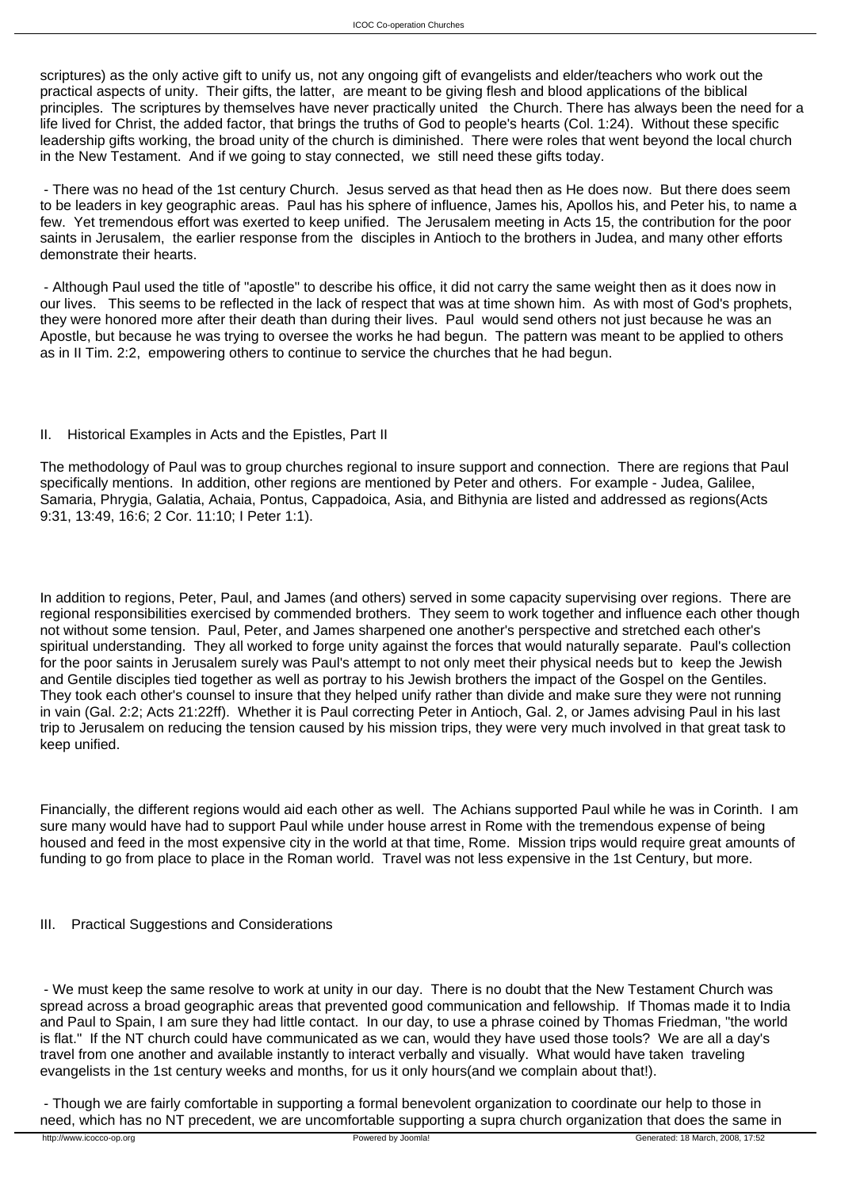scriptures) as the only active gift to unify us, not any ongoing gift of evangelists and elder/teachers who work out the practical aspects of unity. Their gifts, the latter, are meant to be giving flesh and blood applications of the biblical principles. The scriptures by themselves have never practically united the Church. There has always been the need for a life lived for Christ, the added factor, that brings the truths of God to people's hearts (Col. 1:24). Without these specific leadership gifts working, the broad unity of the church is diminished. There were roles that went beyond the local church in the New Testament. And if we going to stay connected, we still need these gifts today.

- There was no head of the 1st century Church. Jesus served as that head then as He does now. But there does seem to be leaders in key geographic areas. Paul has his sphere of influence, James his, Apollos his, and Peter his, to name a few. Yet tremendous effort was exerted to keep unified. The Jerusalem meeting in Acts 15, the contribution for the poor saints in Jerusalem, the earlier response from the disciples in Antioch to the brothers in Judea, and many other efforts demonstrate their hearts.

- Although Paul used the title of "apostle" to describe his office, it did not carry the same weight then as it does now in our lives. This seems to be reflected in the lack of respect that was at time shown him. As with most of God's prophets, they were honored more after their death than during their lives. Paul would send others not just because he was an Apostle, but because he was trying to oversee the works he had begun. The pattern was meant to be applied to others as in II Tim. 2:2, empowering others to continue to service the churches that he had begun.

## II. Historical Examples in Acts and the Epistles, Part II

The methodology of Paul was to group churches regional to insure support and connection. There are regions that Paul specifically mentions. In addition, other regions are mentioned by Peter and others. For example - Judea, Galilee, Samaria, Phrygia, Galatia, Achaia, Pontus, Cappadoica, Asia, and Bithynia are listed and addressed as regions(Acts 9:31, 13:49, 16:6; 2 Cor. 11:10; I Peter 1:1).

In addition to regions, Peter, Paul, and James (and others) served in some capacity supervising over regions. There are regional responsibilities exercised by commended brothers. They seem to work together and influence each other though not without some tension. Paul, Peter, and James sharpened one another's perspective and stretched each other's spiritual understanding. They all worked to forge unity against the forces that would naturally separate. Paul's collection for the poor saints in Jerusalem surely was Paul's attempt to not only meet their physical needs but to keep the Jewish and Gentile disciples tied together as well as portray to his Jewish brothers the impact of the Gospel on the Gentiles. They took each other's counsel to insure that they helped unify rather than divide and make sure they were not running in vain (Gal. 2:2; Acts 21:22ff). Whether it is Paul correcting Peter in Antioch, Gal. 2, or James advising Paul in his last trip to Jerusalem on reducing the tension caused by his mission trips, they were very much involved in that great task to keep unified.

Financially, the different regions would aid each other as well. The Achians supported Paul while he was in Corinth. I am sure many would have had to support Paul while under house arrest in Rome with the tremendous expense of being housed and feed in the most expensive city in the world at that time, Rome. Mission trips would require great amounts of funding to go from place to place in the Roman world. Travel was not less expensive in the 1st Century, but more.

## III. Practical Suggestions and Considerations

- We must keep the same resolve to work at unity in our day. There is no doubt that the New Testament Church was spread across a broad geographic areas that prevented good communication and fellowship. If Thomas made it to India and Paul to Spain, I am sure they had little contact. In our day, to use a phrase coined by Thomas Friedman, "the world is flat." If the NT church could have communicated as we can, would they have used those tools? We are all a day's travel from one another and available instantly to interact verbally and visually. What would have taken traveling evangelists in the 1st century weeks and months, for us it only hours(and we complain about that!).

- Though we are fairly comfortable in supporting a formal benevolent organization to coordinate our help to those in need, which has no NT precedent, we are uncomfortable supporting a supra church organization that does the same in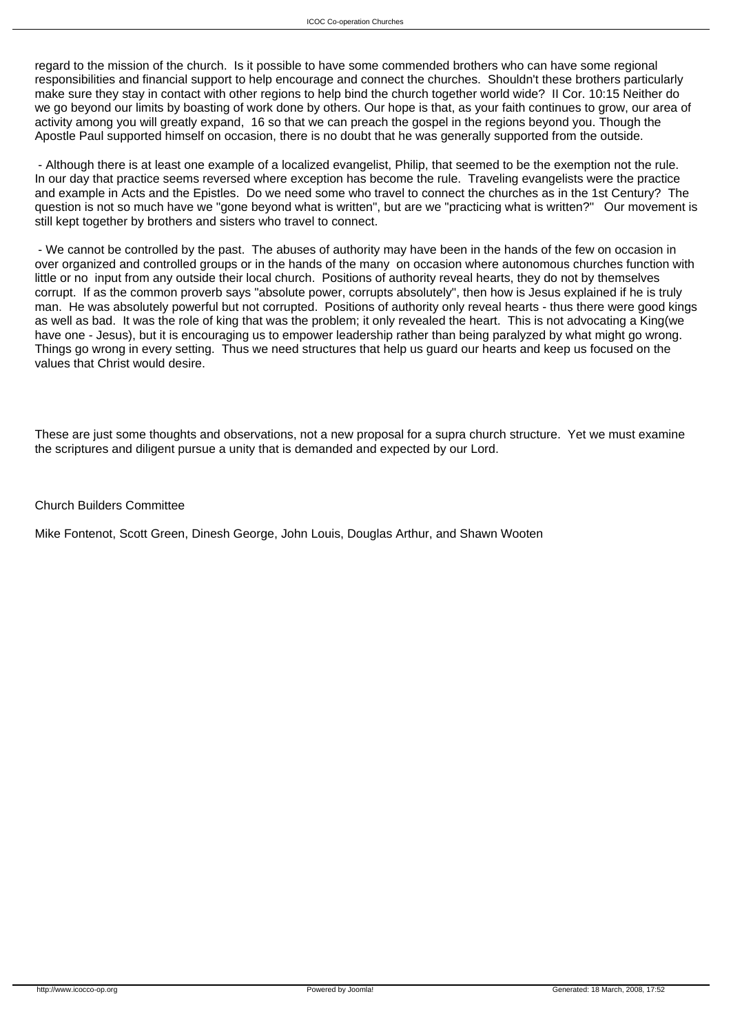regard to the mission of the church. Is it possible to have some commended brothers who can have some regional responsibilities and financial support to help encourage and connect the churches. Shouldn't these brothers particularly make sure they stay in contact with other regions to help bind the church together world wide? II Cor. 10:15 Neither do we go beyond our limits by boasting of work done by others. Our hope is that, as your faith continues to grow, our area of activity among you will greatly expand, 16 so that we can preach the gospel in the regions beyond you. Though the Apostle Paul supported himself on occasion, there is no doubt that he was generally supported from the outside.

- Although there is at least one example of a localized evangelist, Philip, that seemed to be the exemption not the rule. In our day that practice seems reversed where exception has become the rule. Traveling evangelists were the practice and example in Acts and the Epistles. Do we need some who travel to connect the churches as in the 1st Century? The question is not so much have we "gone beyond what is written", but are we "practicing what is written?" Our movement is still kept together by brothers and sisters who travel to connect.

- We cannot be controlled by the past. The abuses of authority may have been in the hands of the few on occasion in over organized and controlled groups or in the hands of the many on occasion where autonomous churches function with little or no input from any outside their local church. Positions of authority reveal hearts, they do not by themselves corrupt. If as the common proverb says "absolute power, corrupts absolutely", then how is Jesus explained if he is truly man. He was absolutely powerful but not corrupted. Positions of authority only reveal hearts - thus there were good kings as well as bad. It was the role of king that was the problem; it only revealed the heart. This is not advocating a King(we have one - Jesus), but it is encouraging us to empower leadership rather than being paralyzed by what might go wrong. Things go wrong in every setting. Thus we need structures that help us guard our hearts and keep us focused on the values that Christ would desire.

These are just some thoughts and observations, not a new proposal for a supra church structure. Yet we must examine the scriptures and diligent pursue a unity that is demanded and expected by our Lord.

Church Builders Committee

Mike Fontenot, Scott Green, Dinesh George, John Louis, Douglas Arthur, and Shawn Wooten